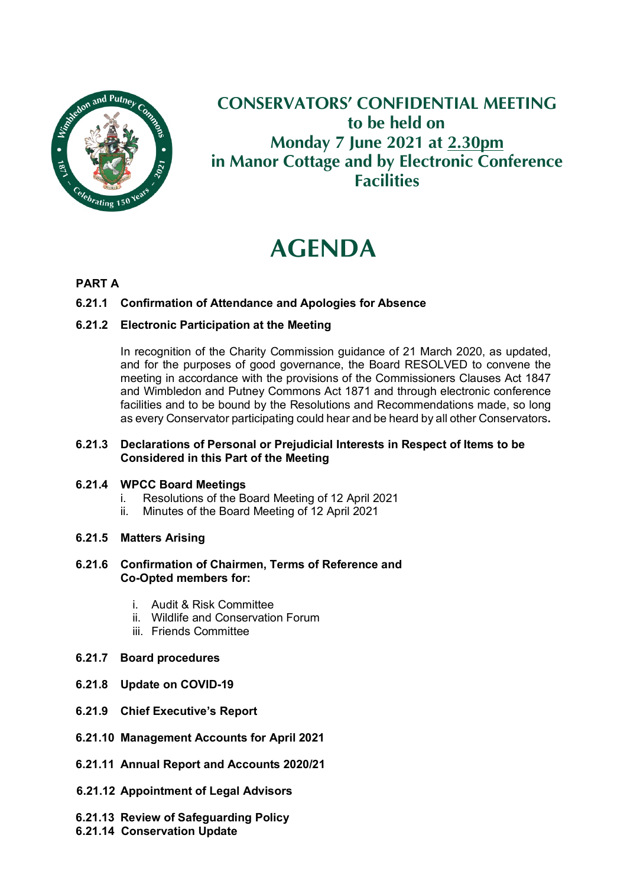# CONSERVATORS' CONFIDENTIAL MEETING
## to be held on
## Monday 7 June 2021 at 2.30pm
## in Manor Cottage and by Electronic Conference Facilities

# AGENDA

**PART A**

**6.21.1 Confirmation of Attendance and Apologies for Absence**

**6.21.2 Electronic Participation at the Meeting**

In recognition of the Charity Commission guidance of 21 March 2020, as updated, and for the purposes of good governance, the Board RESOLVED to convene the meeting in accordance with the provisions of the Commissioners Clauses Act 1847 and Wimbledon and Putney Commons Act 1871 and through electronic conference facilities and to be bound by the Resolutions and Recommendations made, so long as every Conservator participating could hear and be heard by all other Conservators.

**6.21.3 Declarations of Personal or Prejudicial Interests in Respect of Items to be Considered in this Part of the Meeting**

**6.21.4 WPCC Board Meetings**

i. Resolutions of the Board Meeting of 12 April 2021
ii. Minutes of the Board Meeting of 12 April 2021

**6.21.5 Matters Arising**

**6.21.6 Confirmation of Chairmen, Terms of Reference and Co-Opted members for:**

i. Audit & Risk Committee
ii. Wildlife and Conservation Forum
iii. Friends Committee

**6.21.7 Board procedures**

**6.21.8 Update on COVID-19**

**6.21.9 Chief Executive's Report**

**6.21.10 Management Accounts for April 2021**

**6.21.11 Annual Report and Accounts 2020/21**

**6.21.12 Appointment of Legal Advisors**

**6.21.13 Review of Safeguarding Policy**

**6.21.14 Conservation Update**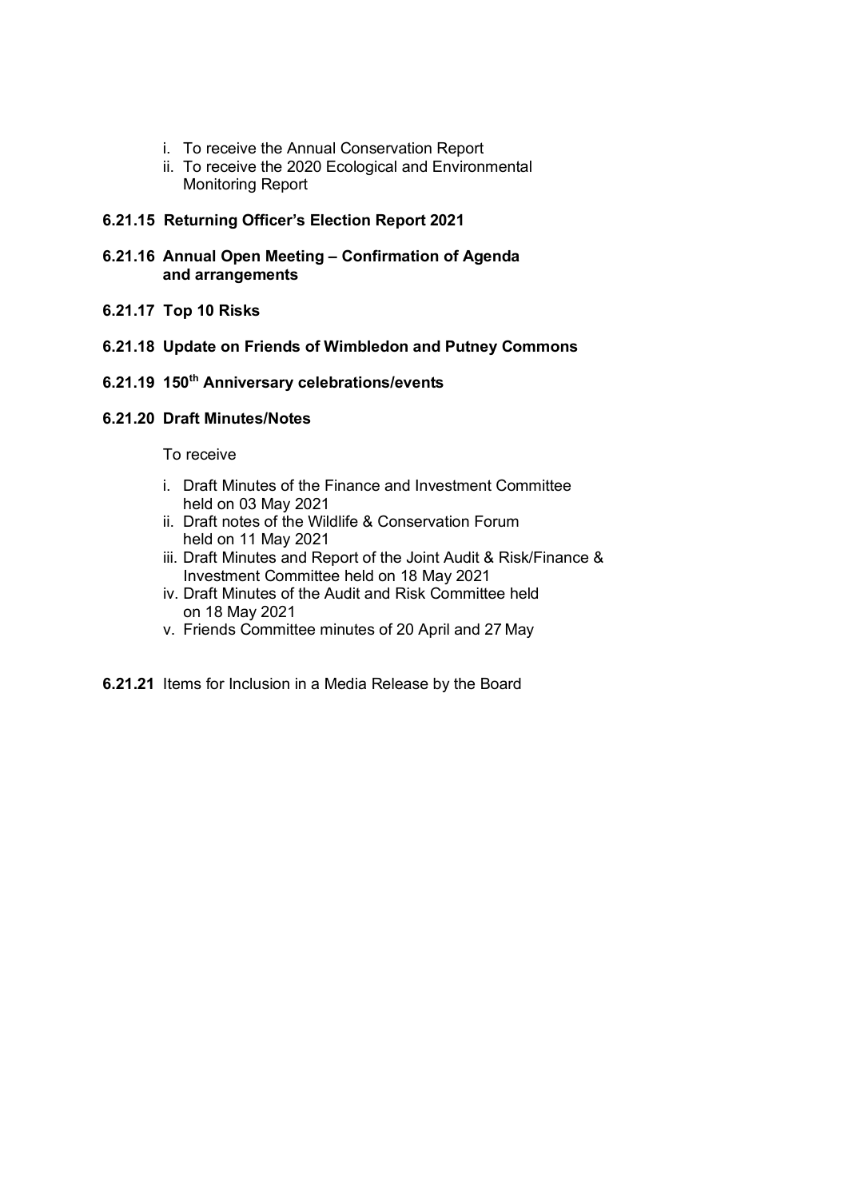i. To receive the Annual Conservation Report
ii. To receive the 2020 Ecological and Environmental Monitoring Report

**6.21.15 Returning Officer's Election Report 2021**

**6.21.16 Annual Open Meeting – Confirmation of Agenda and arrangements**

**6.21.17 Top 10 Risks**

**6.21.18 Update on Friends of Wimbledon and Putney Commons**

**6.21.19 150th Anniversary celebrations/events**

**6.21.20 Draft Minutes/Notes**

To receive

i. Draft Minutes of the Finance and Investment Committee held on 03 May 2021
ii. Draft notes of the Wildlife & Conservation Forum held on 11 May 2021
iii. Draft Minutes and Report of the Joint Audit & Risk/Finance & Investment Committee held on 18 May 2021
iv. Draft Minutes of the Audit and Risk Committee held on 18 May 2021
v. Friends Committee minutes of 20 April and 27 May

**6.21.21** Items for Inclusion in a Media Release by the Board